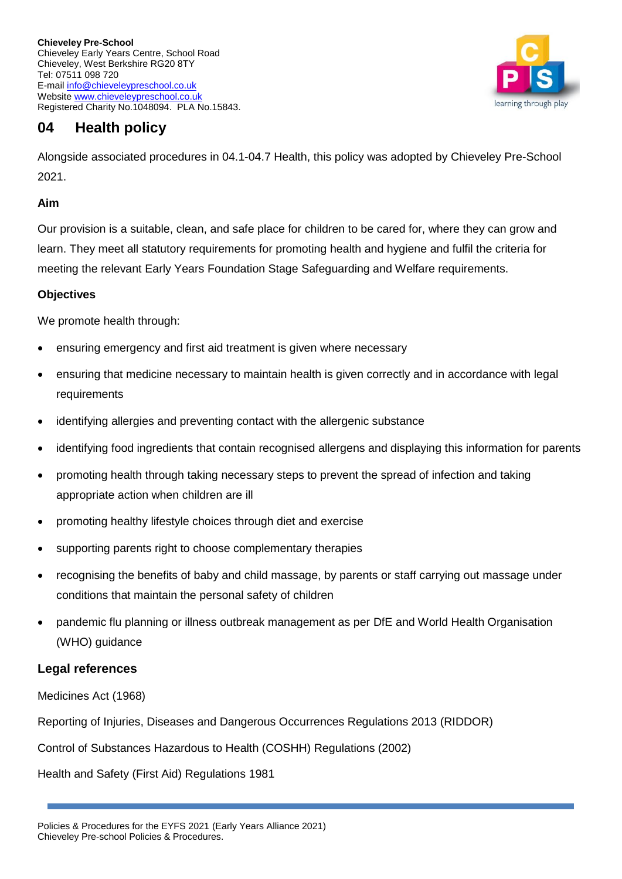**Chieveley Pre-School**
Chieveley Early Years Centre, School Road
Chieveley, West Berkshire RG20 8TY
Tel: 07511 098 720
E-mail info@chieveleypreschool.co.uk
Website www.chieveleypreschool.co.uk
Registered Charity No.1048094. PLA No.15843.

# 04 Health policy

Alongside associated procedures in 04.1-04.7 Health, this policy was adopted by Chieveley Pre-School 2021.

**Aim**

Our provision is a suitable, clean, and safe place for children to be cared for, where they can grow and learn. They meet all statutory requirements for promoting health and hygiene and fulfil the criteria for meeting the relevant Early Years Foundation Stage Safeguarding and Welfare requirements.

**Objectives**

We promote health through:

- ensuring emergency and first aid treatment is given where necessary
- ensuring that medicine necessary to maintain health is given correctly and in accordance with legal requirements
- identifying allergies and preventing contact with the allergenic substance
- identifying food ingredients that contain recognised allergens and displaying this information for parents
- promoting health through taking necessary steps to prevent the spread of infection and taking appropriate action when children are ill
- promoting healthy lifestyle choices through diet and exercise
- supporting parents right to choose complementary therapies
- recognising the benefits of baby and child massage, by parents or staff carrying out massage under conditions that maintain the personal safety of children
- pandemic flu planning or illness outbreak management as per DfE and World Health Organisation (WHO) guidance

## Legal references

Medicines Act (1968)

Reporting of Injuries, Diseases and Dangerous Occurrences Regulations 2013 (RIDDOR)

Control of Substances Hazardous to Health (COSHH) Regulations (2002)

Health and Safety (First Aid) Regulations 1981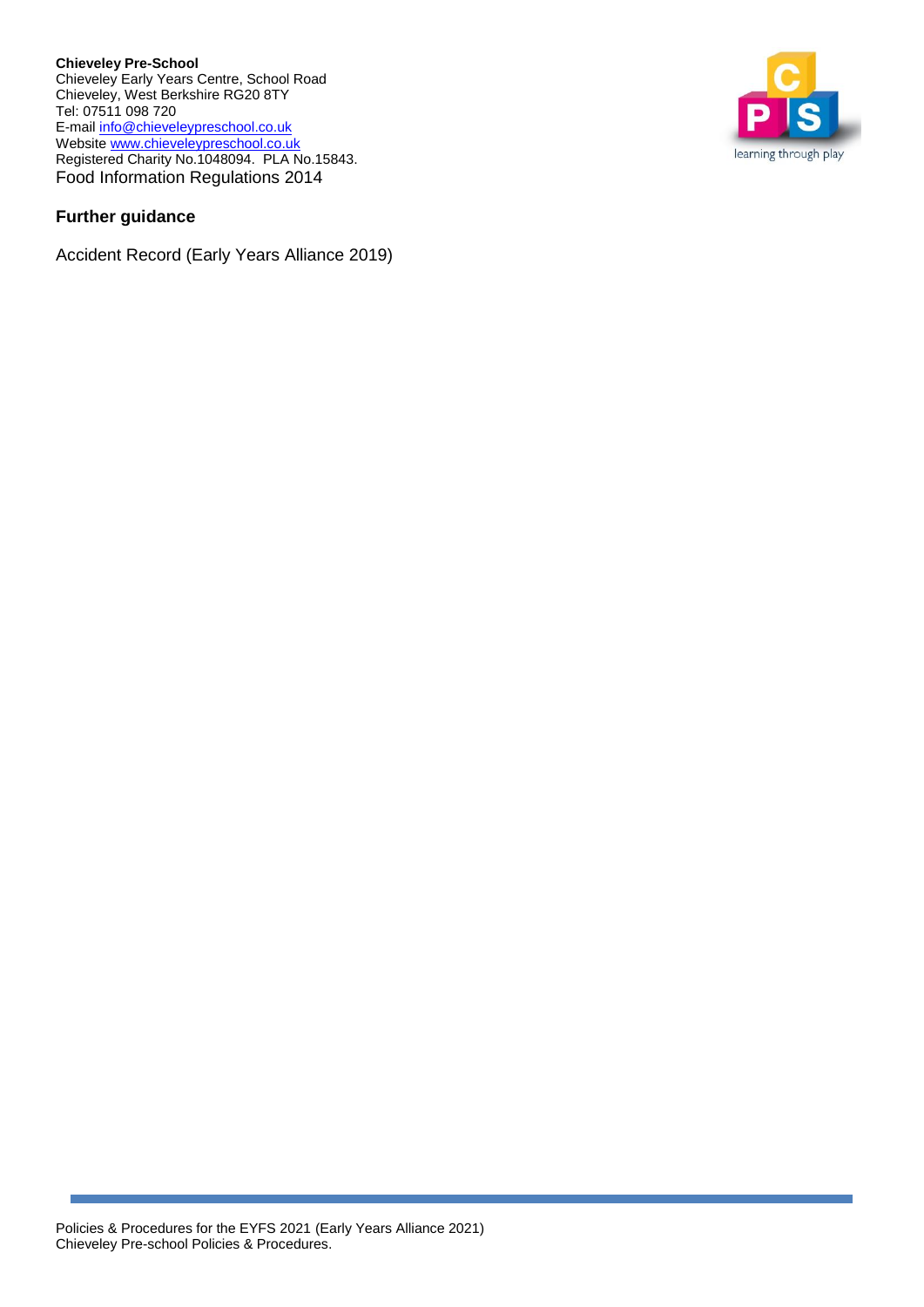Food Information Regulations 2014

## Further guidance

Accident Record (Early Years Alliance 2019)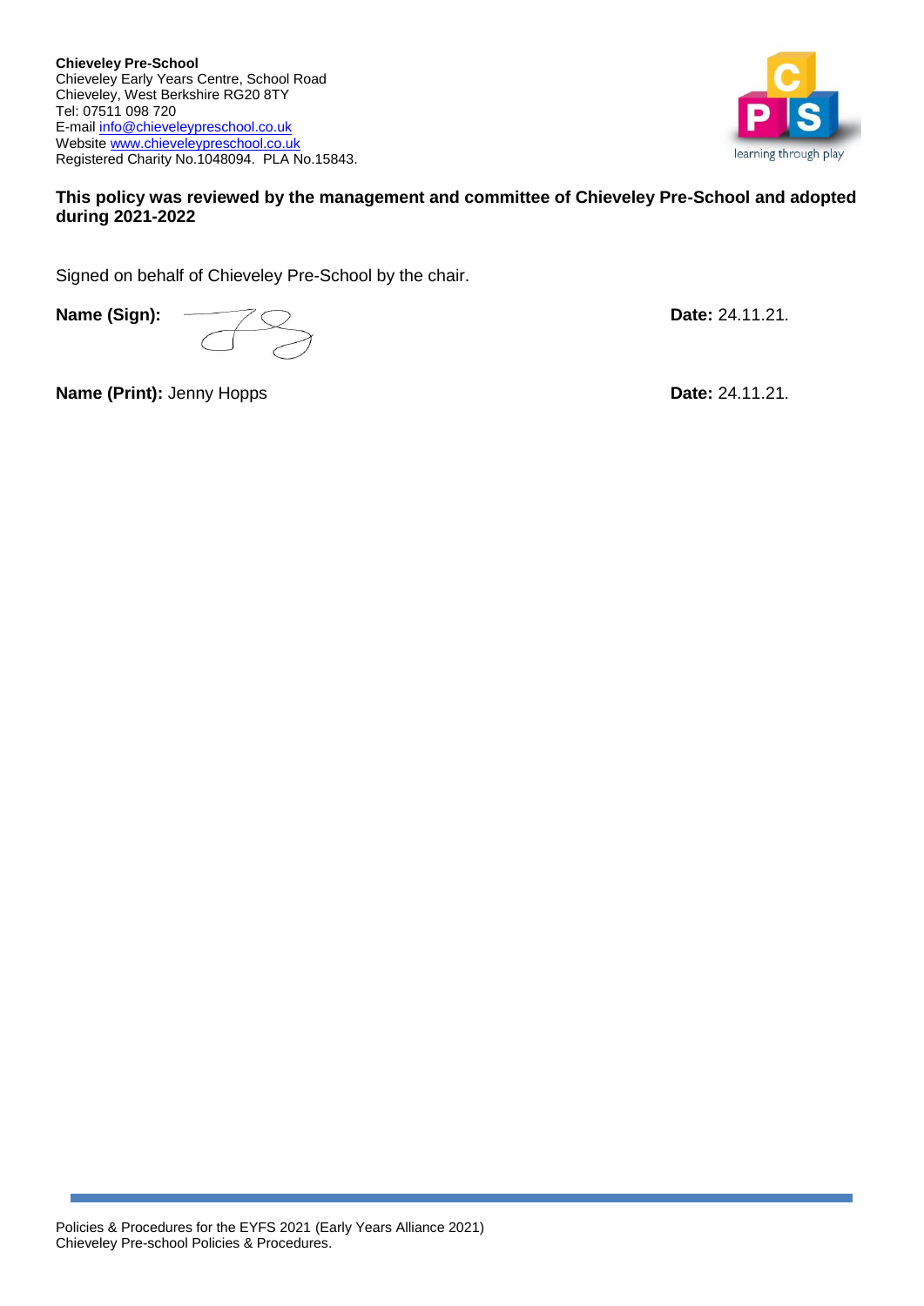**Chieveley Pre-School**
Chieveley Early Years Centre, School Road
Chieveley, West Berkshire RG20 8TY
Tel: 07511 098 720
E-mail info@chieveleypreschool.co.uk
Website www.chieveleypreschool.co.uk
Registered Charity No.1048094. PLA No.15843.

**This policy was reviewed by the management and committee of Chieveley Pre-School and adopted during 2021-2022**

Signed on behalf of Chieveley Pre-School by the chair.

**Name (Sign):** **Date:** 24.11.21.

**Name (Print):** Jenny Hopps **Date:** 24.11.21.

Policies & Procedures for the EYFS 2021 (Early Years Alliance 2021)
Chieveley Pre-school Policies & Procedures.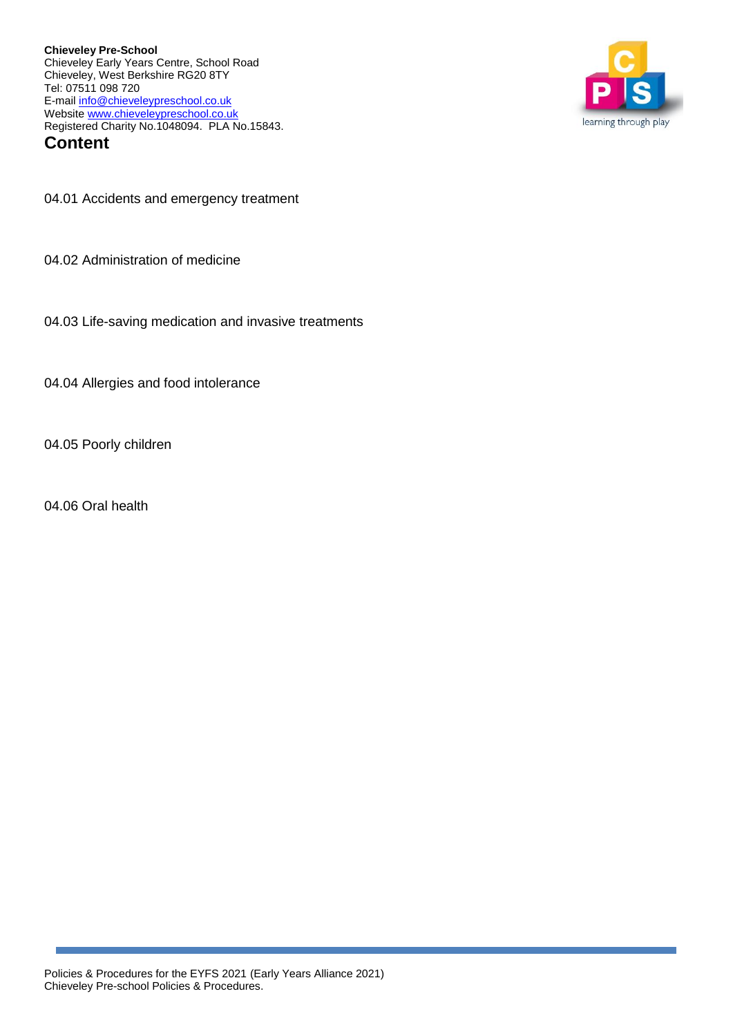**Chieveley Pre-School**
Chieveley Early Years Centre, School Road
Chieveley, West Berkshire RG20 8TY
Tel: 07511 098 720
E-mail info@chieveleypreschool.co.uk
Website www.chieveleypreschool.co.uk
Registered Charity No.1048094. PLA No.15843.

# Content

04.01 Accidents and emergency treatment

04.02 Administration of medicine

04.03 Life-saving medication and invasive treatments

04.04 Allergies and food intolerance

04.05 Poorly children

04.06 Oral health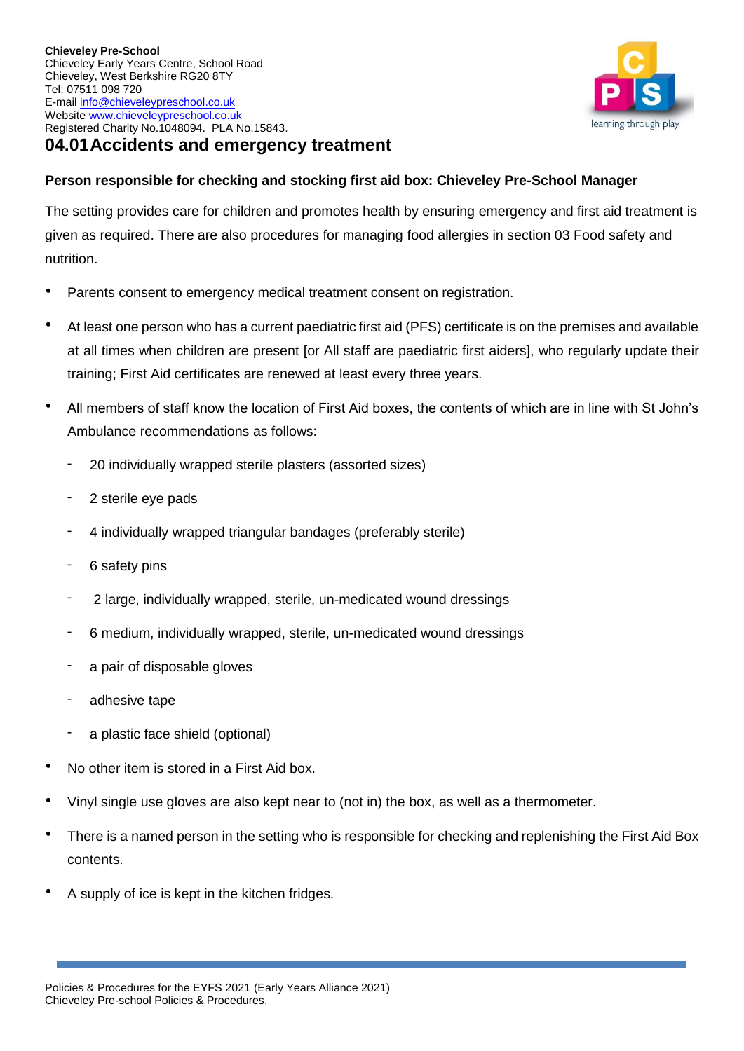**Chieveley Pre-School**
Chieveley Early Years Centre, School Road
Chieveley, West Berkshire RG20 8TY
Tel: 07511 098 720
E-mail info@chieveleypreschool.co.uk
Website www.chieveleypreschool.co.uk
Registered Charity No.1048094. PLA No.15843.

## 04.01 Accidents and emergency treatment

**Person responsible for checking and stocking first aid box: Chieveley Pre-School Manager**

The setting provides care for children and promotes health by ensuring emergency and first aid treatment is given as required. There are also procedures for managing food allergies in section 03 Food safety and nutrition.

- Parents consent to emergency medical treatment consent on registration.
- At least one person who has a current paediatric first aid (PFS) certificate is on the premises and available at all times when children are present [or All staff are paediatric first aiders], who regularly update their training; First Aid certificates are renewed at least every three years.
- All members of staff know the location of First Aid boxes, the contents of which are in line with St John's Ambulance recommendations as follows:
  - 20 individually wrapped sterile plasters (assorted sizes)
  - 2 sterile eye pads
  - 4 individually wrapped triangular bandages (preferably sterile)
  - 6 safety pins
  - 2 large, individually wrapped, sterile, un-medicated wound dressings
  - 6 medium, individually wrapped, sterile, un-medicated wound dressings
  - a pair of disposable gloves
  - adhesive tape
  - a plastic face shield (optional)
- No other item is stored in a First Aid box.
- Vinyl single use gloves are also kept near to (not in) the box, as well as a thermometer.
- There is a named person in the setting who is responsible for checking and replenishing the First Aid Box contents.
- A supply of ice is kept in the kitchen fridges.

Policies & Procedures for the EYFS 2021 (Early Years Alliance 2021)
Chieveley Pre-school Policies & Procedures.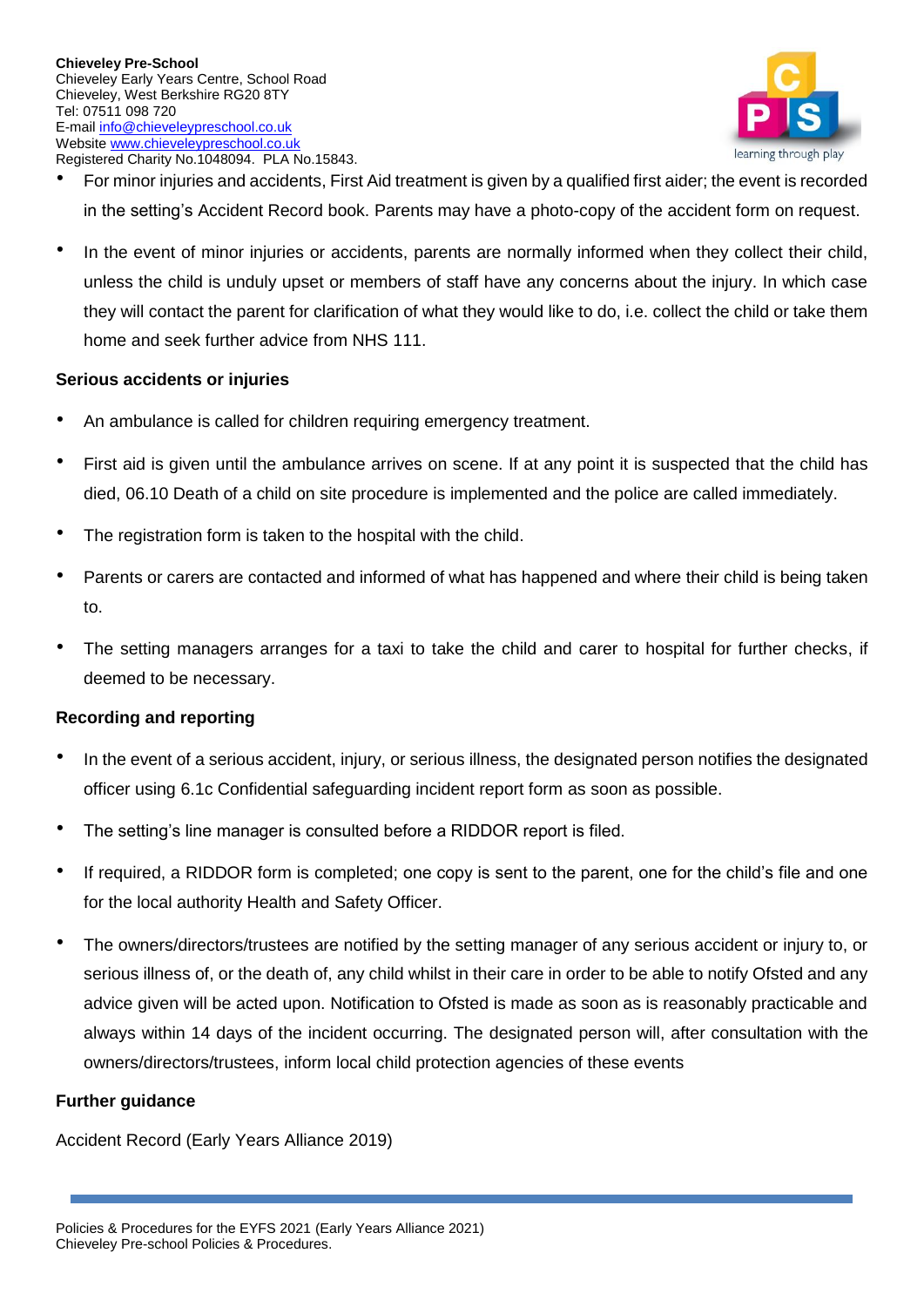- For minor injuries and accidents, First Aid treatment is given by a qualified first aider; the event is recorded in the setting's Accident Record book. Parents may have a photo-copy of the accident form on request.
- In the event of minor injuries or accidents, parents are normally informed when they collect their child, unless the child is unduly upset or members of staff have any concerns about the injury. In which case they will contact the parent for clarification of what they would like to do, i.e. collect the child or take them home and seek further advice from NHS 111.

**Serious accidents or injuries**

- An ambulance is called for children requiring emergency treatment.
- First aid is given until the ambulance arrives on scene. If at any point it is suspected that the child has died, 06.10 Death of a child on site procedure is implemented and the police are called immediately.
- The registration form is taken to the hospital with the child.
- Parents or carers are contacted and informed of what has happened and where their child is being taken to.
- The setting managers arranges for a taxi to take the child and carer to hospital for further checks, if deemed to be necessary.

**Recording and reporting**

- In the event of a serious accident, injury, or serious illness, the designated person notifies the designated officer using 6.1c Confidential safeguarding incident report form as soon as possible.
- The setting's line manager is consulted before a RIDDOR report is filed.
- If required, a RIDDOR form is completed; one copy is sent to the parent, one for the child's file and one for the local authority Health and Safety Officer.
- The owners/directors/trustees are notified by the setting manager of any serious accident or injury to, or serious illness of, or the death of, any child whilst in their care in order to be able to notify Ofsted and any advice given will be acted upon. Notification to Ofsted is made as soon as is reasonably practicable and always within 14 days of the incident occurring. The designated person will, after consultation with the owners/directors/trustees, inform local child protection agencies of these events

**Further guidance**

Accident Record (Early Years Alliance 2019)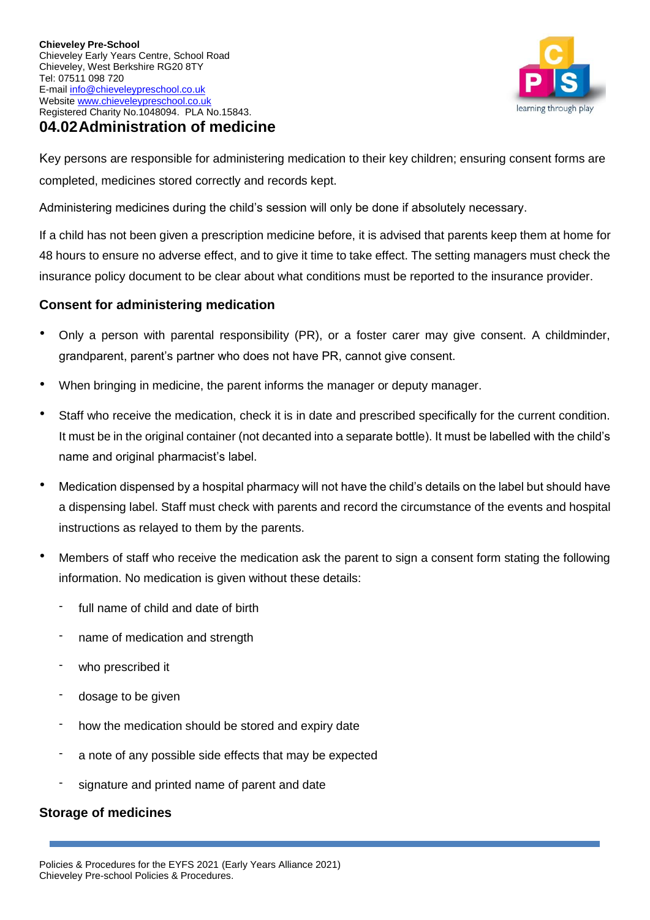**Chieveley Pre-School**
Chieveley Early Years Centre, School Road
Chieveley, West Berkshire RG20 8TY
Tel: 07511 098 720
E-mail info@chieveleypreschool.co.uk
Website www.chieveleypreschool.co.uk
Registered Charity No.1048094. PLA No.15843.

## 04.02 Administration of medicine

Key persons are responsible for administering medication to their key children; ensuring consent forms are completed, medicines stored correctly and records kept.

Administering medicines during the child's session will only be done if absolutely necessary.

If a child has not been given a prescription medicine before, it is advised that parents keep them at home for 48 hours to ensure no adverse effect, and to give it time to take effect. The setting managers must check the insurance policy document to be clear about what conditions must be reported to the insurance provider.

### Consent for administering medication

- Only a person with parental responsibility (PR), or a foster carer may give consent. A childminder, grandparent, parent's partner who does not have PR, cannot give consent.
- When bringing in medicine, the parent informs the manager or deputy manager.
- Staff who receive the medication, check it is in date and prescribed specifically for the current condition. It must be in the original container (not decanted into a separate bottle). It must be labelled with the child's name and original pharmacist's label.
- Medication dispensed by a hospital pharmacy will not have the child's details on the label but should have a dispensing label. Staff must check with parents and record the circumstance of the events and hospital instructions as relayed to them by the parents.
- Members of staff who receive the medication ask the parent to sign a consent form stating the following information. No medication is given without these details:
  - full name of child and date of birth
  - name of medication and strength
  - who prescribed it
  - dosage to be given
  - how the medication should be stored and expiry date
  - a note of any possible side effects that may be expected
  - signature and printed name of parent and date

### Storage of medicines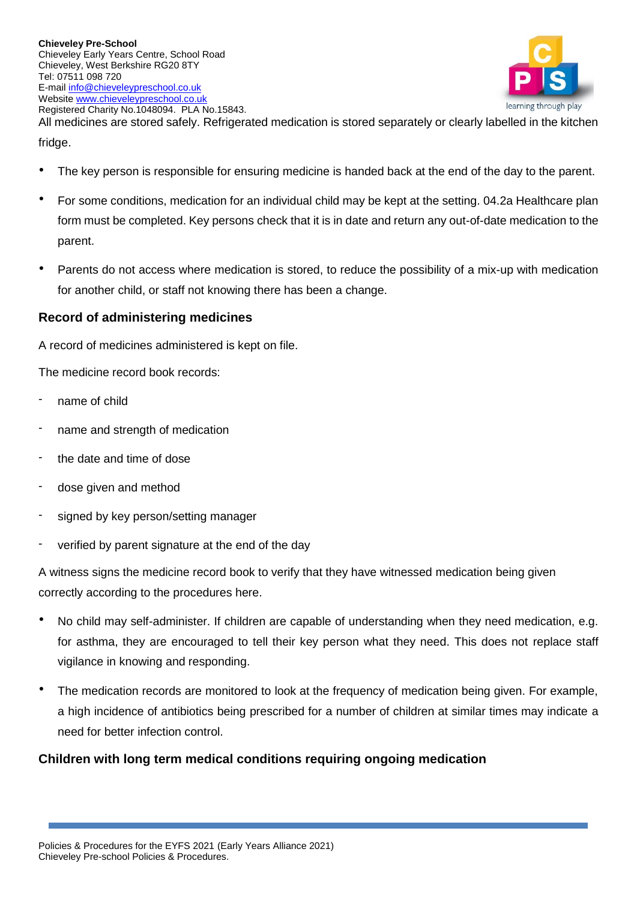All medicines are stored safely. Refrigerated medication is stored separately or clearly labelled in the kitchen fridge.

- The key person is responsible for ensuring medicine is handed back at the end of the day to the parent.
- For some conditions, medication for an individual child may be kept at the setting. 04.2a Healthcare plan form must be completed. Key persons check that it is in date and return any out-of-date medication to the parent.
- Parents do not access where medication is stored, to reduce the possibility of a mix-up with medication for another child, or staff not knowing there has been a change.

### Record of administering medicines

A record of medicines administered is kept on file.

The medicine record book records:

- name of child
- name and strength of medication
- the date and time of dose
- dose given and method
- signed by key person/setting manager
- verified by parent signature at the end of the day

A witness signs the medicine record book to verify that they have witnessed medication being given correctly according to the procedures here.

- No child may self-administer. If children are capable of understanding when they need medication, e.g. for asthma, they are encouraged to tell their key person what they need. This does not replace staff vigilance in knowing and responding.
- The medication records are monitored to look at the frequency of medication being given. For example, a high incidence of antibiotics being prescribed for a number of children at similar times may indicate a need for better infection control.

### Children with long term medical conditions requiring ongoing medication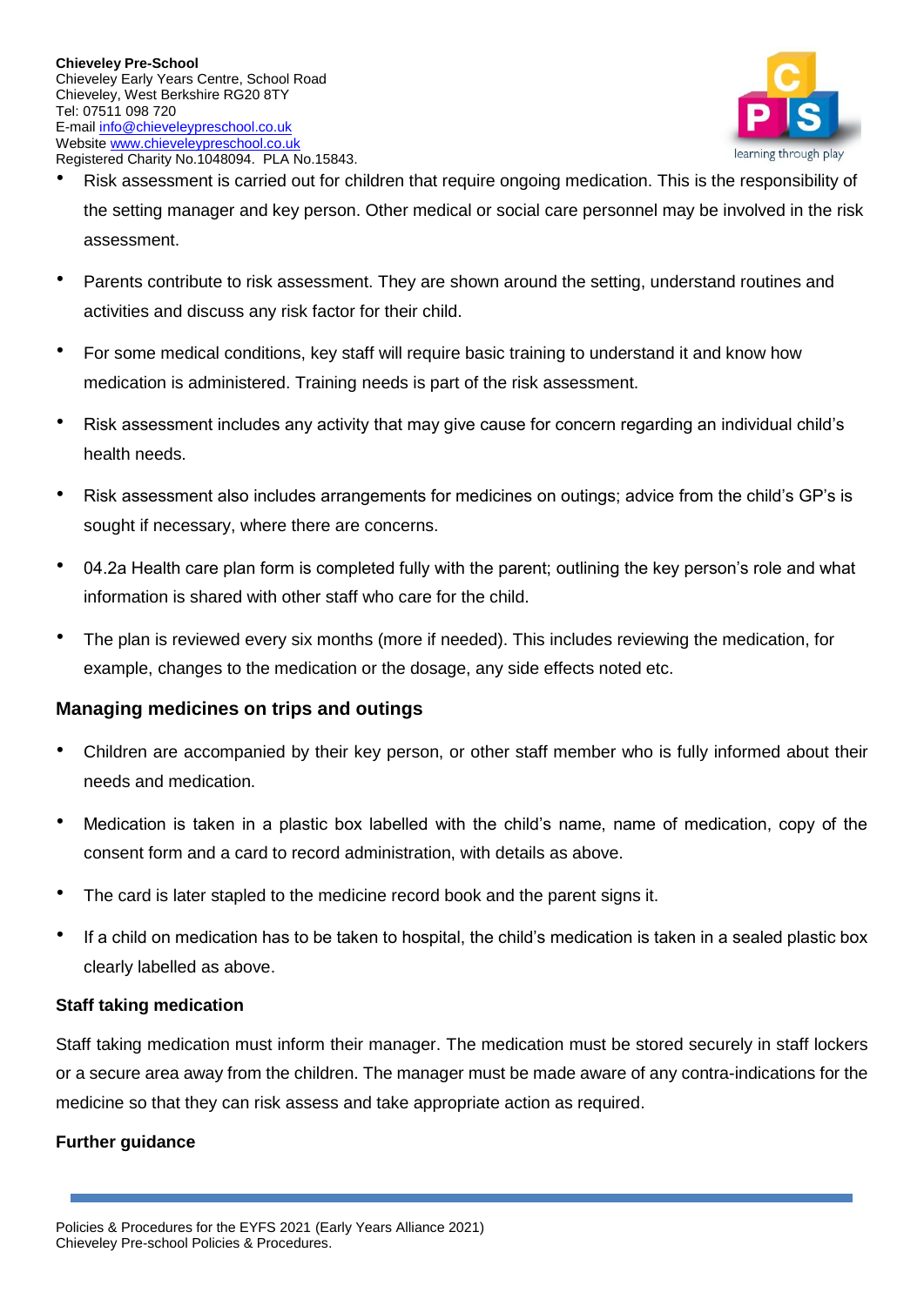- Risk assessment is carried out for children that require ongoing medication. This is the responsibility of the setting manager and key person. Other medical or social care personnel may be involved in the risk assessment.
- Parents contribute to risk assessment. They are shown around the setting, understand routines and activities and discuss any risk factor for their child.
- For some medical conditions, key staff will require basic training to understand it and know how medication is administered. Training needs is part of the risk assessment.
- Risk assessment includes any activity that may give cause for concern regarding an individual child's health needs.
- Risk assessment also includes arrangements for medicines on outings; advice from the child's GP's is sought if necessary, where there are concerns.
- 04.2a Health care plan form is completed fully with the parent; outlining the key person's role and what information is shared with other staff who care for the child.
- The plan is reviewed every six months (more if needed). This includes reviewing the medication, for example, changes to the medication or the dosage, any side effects noted etc.

## Managing medicines on trips and outings

- Children are accompanied by their key person, or other staff member who is fully informed about their needs and medication.
- Medication is taken in a plastic box labelled with the child's name, name of medication, copy of the consent form and a card to record administration, with details as above.
- The card is later stapled to the medicine record book and the parent signs it.
- If a child on medication has to be taken to hospital, the child's medication is taken in a sealed plastic box clearly labelled as above.

### Staff taking medication

Staff taking medication must inform their manager. The medication must be stored securely in staff lockers or a secure area away from the children. The manager must be made aware of any contra-indications for the medicine so that they can risk assess and take appropriate action as required.

### Further guidance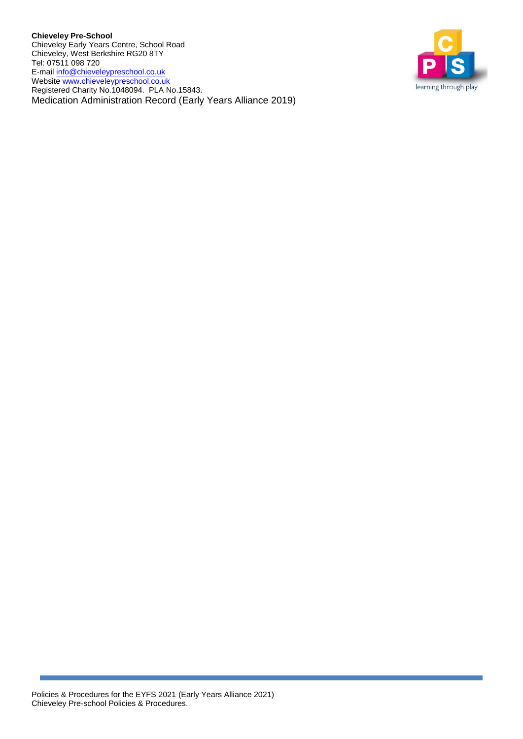**Chieveley Pre-School**
Chieveley Early Years Centre, School Road
Chieveley, West Berkshire RG20 8TY
Tel: 07511 098 720
E-mail info@chieveleypreschool.co.uk
Website www.chieveleypreschool.co.uk
Registered Charity No.1048094. PLA No.15843.

Medication Administration Record (Early Years Alliance 2019)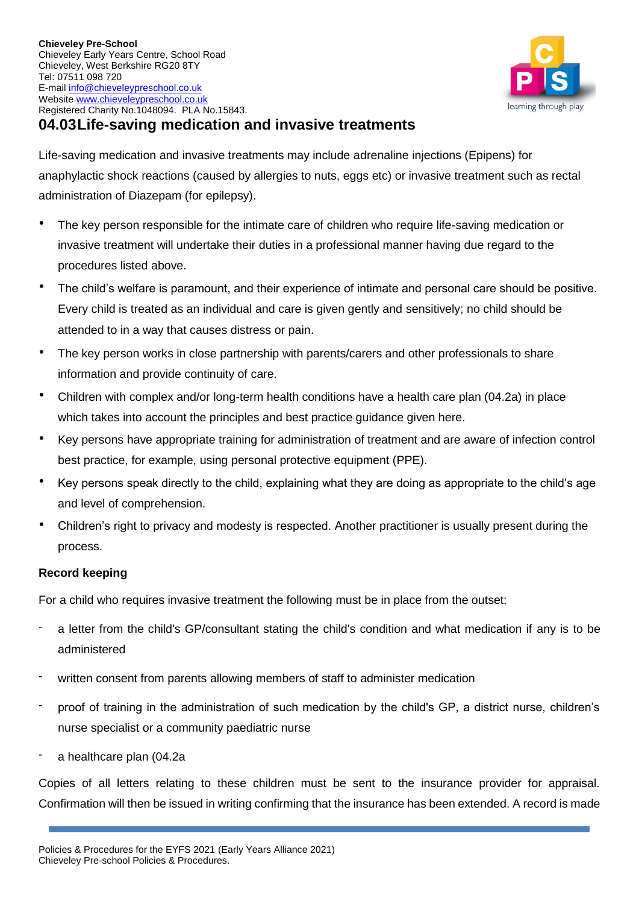**Chieveley Pre-School**
Chieveley Early Years Centre, School Road
Chieveley, West Berkshire RG20 8TY
Tel: 07511 098 720
E-mail info@chieveleypreschool.co.uk
Website www.chieveleypreschool.co.uk
Registered Charity No.1048094. PLA No.15843.

## 04.03 Life-saving medication and invasive treatments

Life-saving medication and invasive treatments may include adrenaline injections (Epipens) for anaphylactic shock reactions (caused by allergies to nuts, eggs etc) or invasive treatment such as rectal administration of Diazepam (for epilepsy).

- The key person responsible for the intimate care of children who require life-saving medication or invasive treatment will undertake their duties in a professional manner having due regard to the procedures listed above.
- The child's welfare is paramount, and their experience of intimate and personal care should be positive. Every child is treated as an individual and care is given gently and sensitively; no child should be attended to in a way that causes distress or pain.
- The key person works in close partnership with parents/carers and other professionals to share information and provide continuity of care.
- Children with complex and/or long-term health conditions have a health care plan (04.2a) in place which takes into account the principles and best practice guidance given here.
- Key persons have appropriate training for administration of treatment and are aware of infection control best practice, for example, using personal protective equipment (PPE).
- Key persons speak directly to the child, explaining what they are doing as appropriate to the child's age and level of comprehension.
- Children's right to privacy and modesty is respected. Another practitioner is usually present during the process.

**Record keeping**

For a child who requires invasive treatment the following must be in place from the outset:

- a letter from the child's GP/consultant stating the child's condition and what medication if any is to be administered
- written consent from parents allowing members of staff to administer medication
- proof of training in the administration of such medication by the child's GP, a district nurse, children's nurse specialist or a community paediatric nurse
- a healthcare plan (04.2a

Copies of all letters relating to these children must be sent to the insurance provider for appraisal. Confirmation will then be issued in writing confirming that the insurance has been extended. A record is made

Policies & Procedures for the EYFS 2021 (Early Years Alliance 2021)
Chieveley Pre-school Policies & Procedures.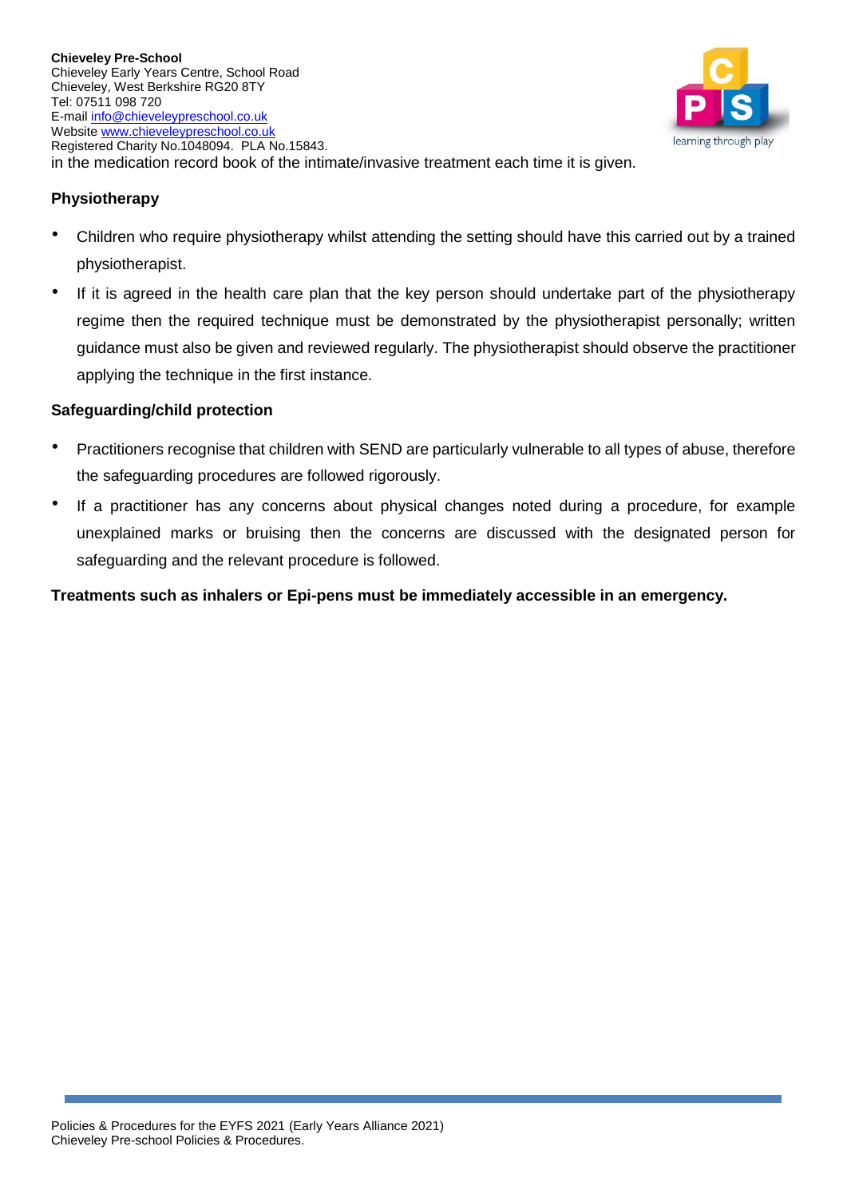in the medication record book of the intimate/invasive treatment each time it is given.

### Physiotherapy

- Children who require physiotherapy whilst attending the setting should have this carried out by a trained physiotherapist.
- If it is agreed in the health care plan that the key person should undertake part of the physiotherapy regime then the required technique must be demonstrated by the physiotherapist personally; written guidance must also be given and reviewed regularly. The physiotherapist should observe the practitioner applying the technique in the first instance.

### Safeguarding/child protection

- Practitioners recognise that children with SEND are particularly vulnerable to all types of abuse, therefore the safeguarding procedures are followed rigorously.
- If a practitioner has any concerns about physical changes noted during a procedure, for example unexplained marks or bruising then the concerns are discussed with the designated person for safeguarding and the relevant procedure is followed.

**Treatments such as inhalers or Epi-pens must be immediately accessible in an emergency.**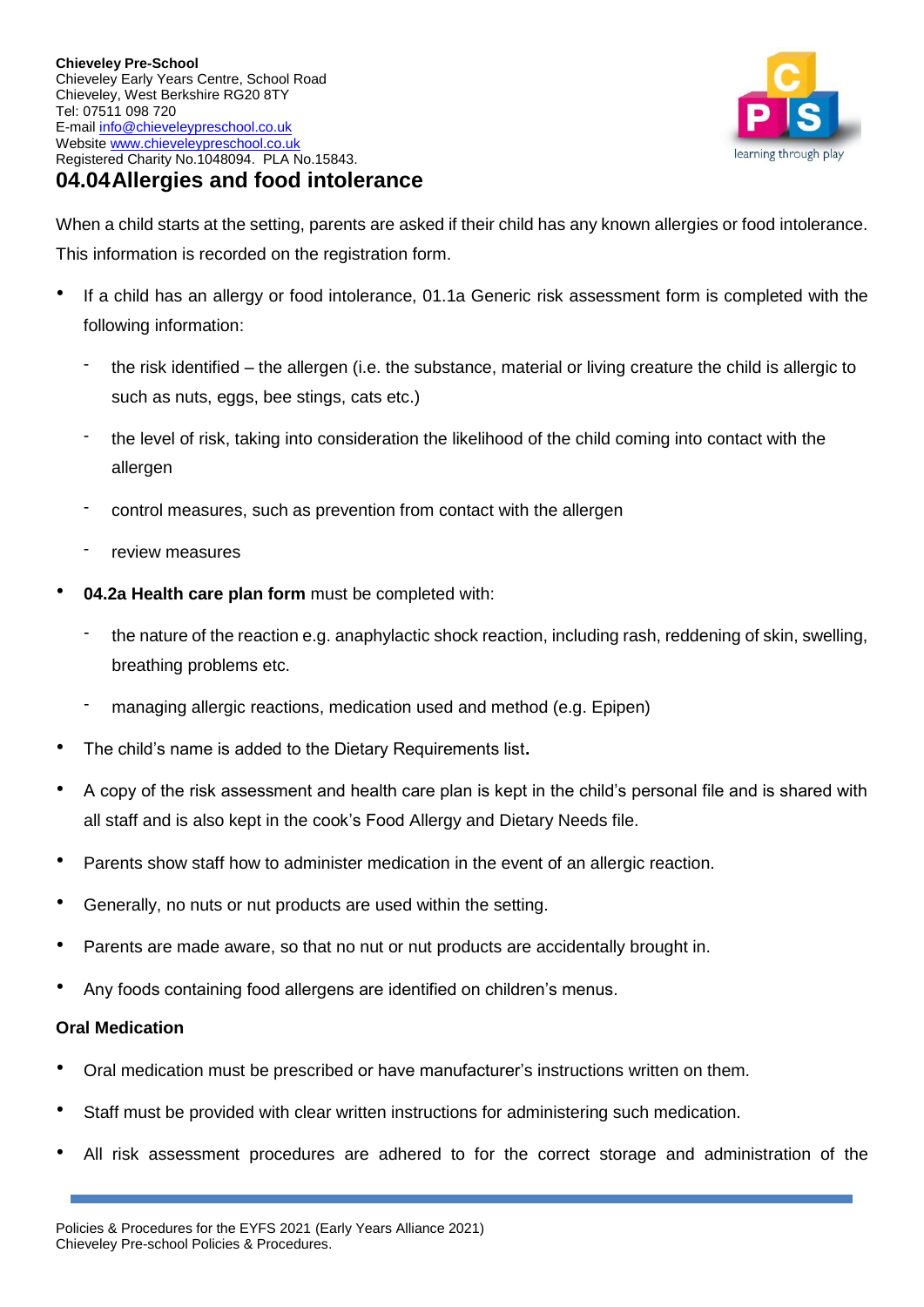**Chieveley Pre-School**
Chieveley Early Years Centre, School Road
Chieveley, West Berkshire RG20 8TY
Tel: 07511 098 720
E-mail info@chieveleypreschool.co.uk
Website www.chieveleypreschool.co.uk
Registered Charity No.1048094. PLA No.15843.

## 04.04 Allergies and food intolerance

When a child starts at the setting, parents are asked if their child has any known allergies or food intolerance. This information is recorded on the registration form.

- If a child has an allergy or food intolerance, 01.1a Generic risk assessment form is completed with the following information:
  - the risk identified – the allergen (i.e. the substance, material or living creature the child is allergic to such as nuts, eggs, bee stings, cats etc.)
  - the level of risk, taking into consideration the likelihood of the child coming into contact with the allergen
  - control measures, such as prevention from contact with the allergen
  - review measures
- **04.2a Health care plan form** must be completed with:
  - the nature of the reaction e.g. anaphylactic shock reaction, including rash, reddening of skin, swelling, breathing problems etc.
  - managing allergic reactions, medication used and method (e.g. Epipen)
- The child's name is added to the Dietary Requirements list**.**
- A copy of the risk assessment and health care plan is kept in the child's personal file and is shared with all staff and is also kept in the cook's Food Allergy and Dietary Needs file.
- Parents show staff how to administer medication in the event of an allergic reaction.
- Generally, no nuts or nut products are used within the setting.
- Parents are made aware, so that no nut or nut products are accidentally brought in.
- Any foods containing food allergens are identified on children's menus.

**Oral Medication**

- Oral medication must be prescribed or have manufacturer's instructions written on them.
- Staff must be provided with clear written instructions for administering such medication.
- All risk assessment procedures are adhered to for the correct storage and administration of the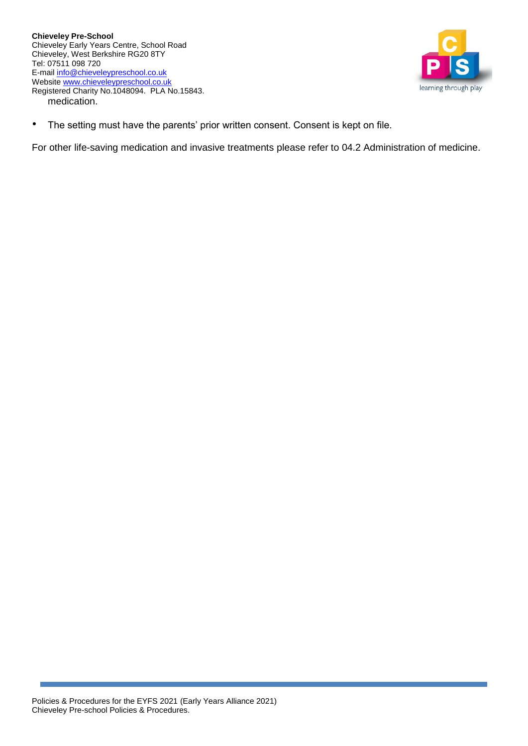medication.

- The setting must have the parents' prior written consent. Consent is kept on file.

For other life-saving medication and invasive treatments please refer to 04.2 Administration of medicine.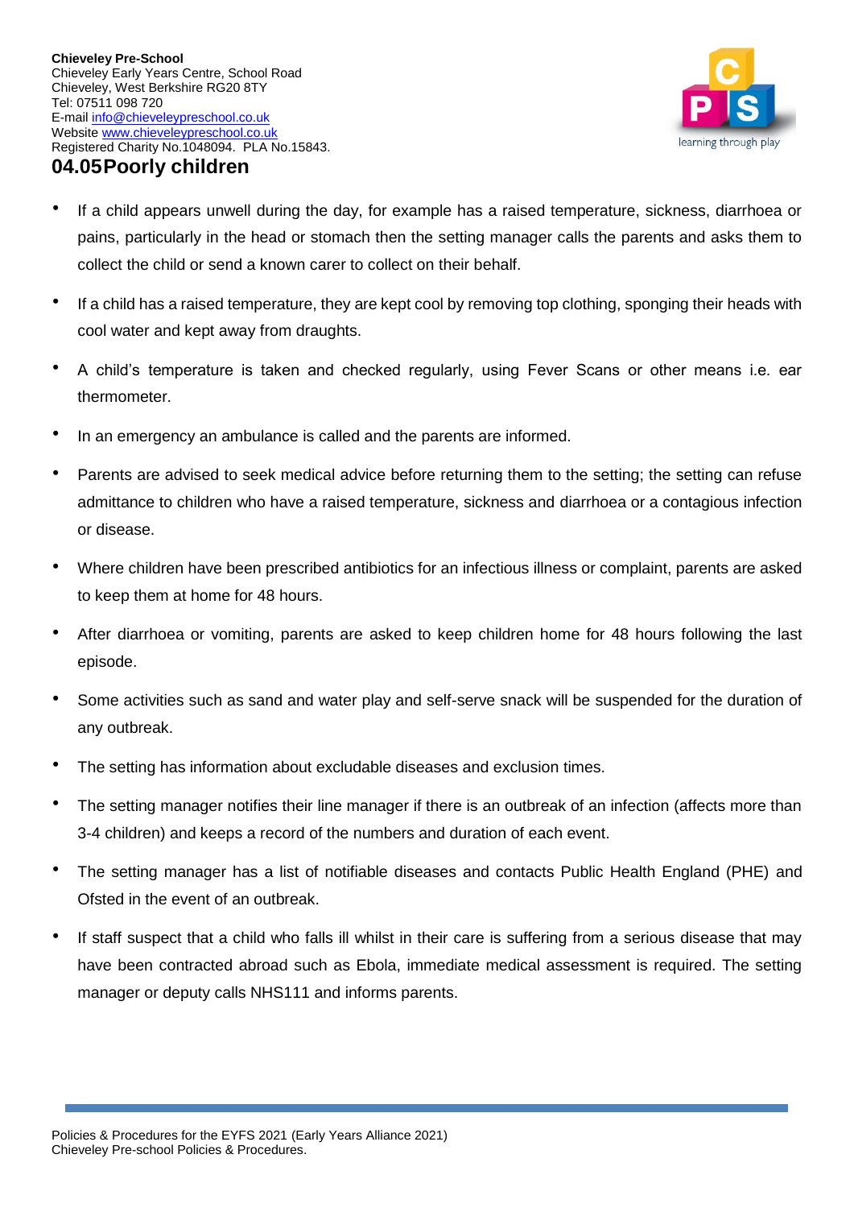**Chieveley Pre-School**
Chieveley Early Years Centre, School Road
Chieveley, West Berkshire RG20 8TY
Tel: 07511 098 720
E-mail info@chieveleypreschool.co.uk
Website www.chieveleypreschool.co.uk
Registered Charity No.1048094. PLA No.15843.

## 04.05 Poorly children

- If a child appears unwell during the day, for example has a raised temperature, sickness, diarrhoea or pains, particularly in the head or stomach then the setting manager calls the parents and asks them to collect the child or send a known carer to collect on their behalf.
- If a child has a raised temperature, they are kept cool by removing top clothing, sponging their heads with cool water and kept away from draughts.
- A child's temperature is taken and checked regularly, using Fever Scans or other means i.e. ear thermometer.
- In an emergency an ambulance is called and the parents are informed.
- Parents are advised to seek medical advice before returning them to the setting; the setting can refuse admittance to children who have a raised temperature, sickness and diarrhoea or a contagious infection or disease.
- Where children have been prescribed antibiotics for an infectious illness or complaint, parents are asked to keep them at home for 48 hours.
- After diarrhoea or vomiting, parents are asked to keep children home for 48 hours following the last episode.
- Some activities such as sand and water play and self-serve snack will be suspended for the duration of any outbreak.
- The setting has information about excludable diseases and exclusion times.
- The setting manager notifies their line manager if there is an outbreak of an infection (affects more than 3-4 children) and keeps a record of the numbers and duration of each event.
- The setting manager has a list of notifiable diseases and contacts Public Health England (PHE) and Ofsted in the event of an outbreak.
- If staff suspect that a child who falls ill whilst in their care is suffering from a serious disease that may have been contracted abroad such as Ebola, immediate medical assessment is required. The setting manager or deputy calls NHS111 and informs parents.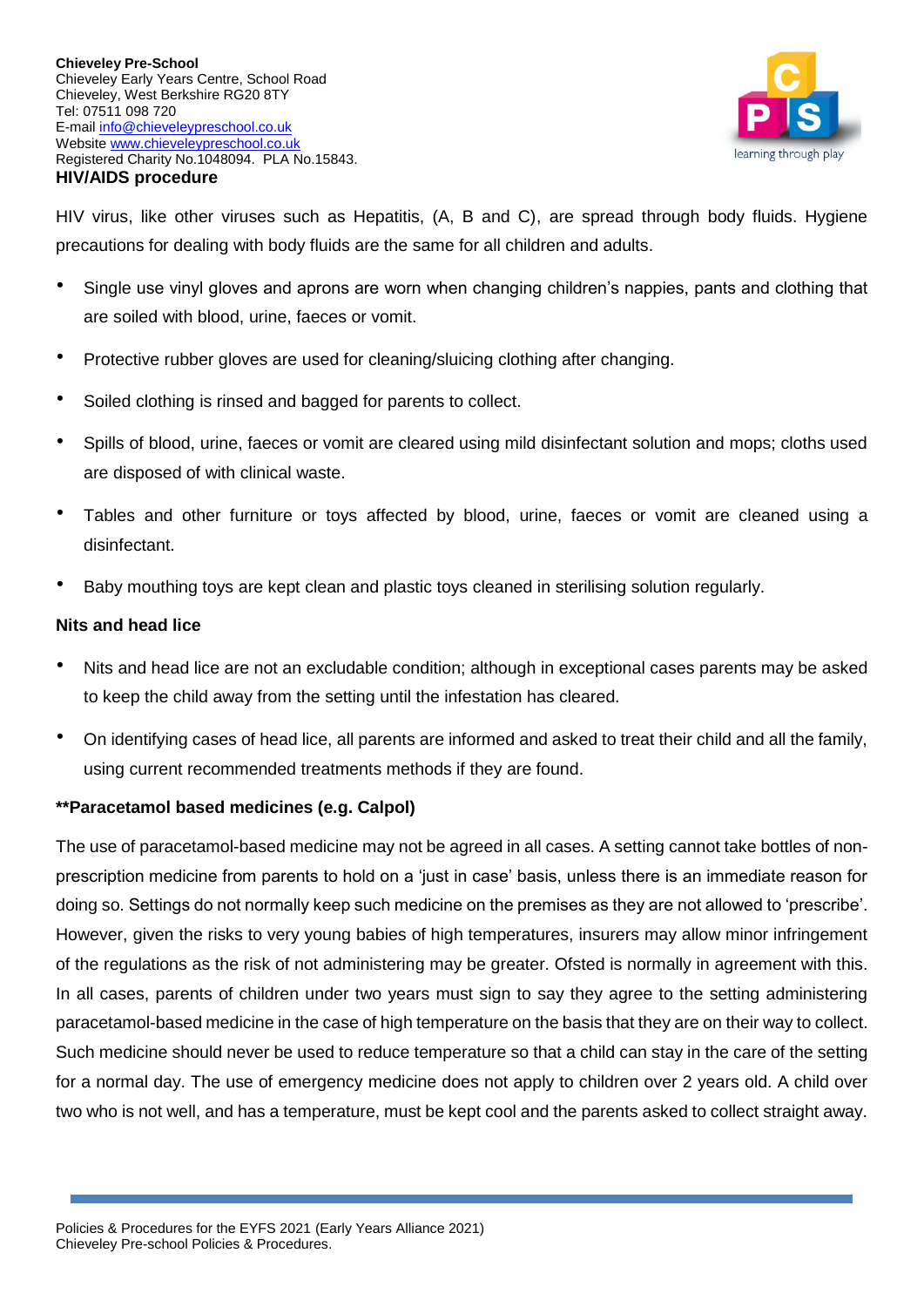## HIV/AIDS procedure

HIV virus, like other viruses such as Hepatitis, (A, B and C), are spread through body fluids. Hygiene precautions for dealing with body fluids are the same for all children and adults.

- Single use vinyl gloves and aprons are worn when changing children's nappies, pants and clothing that are soiled with blood, urine, faeces or vomit.
- Protective rubber gloves are used for cleaning/sluicing clothing after changing.
- Soiled clothing is rinsed and bagged for parents to collect.
- Spills of blood, urine, faeces or vomit are cleared using mild disinfectant solution and mops; cloths used are disposed of with clinical waste.
- Tables and other furniture or toys affected by blood, urine, faeces or vomit are cleaned using a disinfectant.
- Baby mouthing toys are kept clean and plastic toys cleaned in sterilising solution regularly.

### Nits and head lice

- Nits and head lice are not an excludable condition; although in exceptional cases parents may be asked to keep the child away from the setting until the infestation has cleared.
- On identifying cases of head lice, all parents are informed and asked to treat their child and all the family, using current recommended treatments methods if they are found.

### **Paracetamol based medicines (e.g. Calpol)

The use of paracetamol-based medicine may not be agreed in all cases. A setting cannot take bottles of non-prescription medicine from parents to hold on a 'just in case' basis, unless there is an immediate reason for doing so. Settings do not normally keep such medicine on the premises as they are not allowed to 'prescribe'. However, given the risks to very young babies of high temperatures, insurers may allow minor infringement of the regulations as the risk of not administering may be greater. Ofsted is normally in agreement with this. In all cases, parents of children under two years must sign to say they agree to the setting administering paracetamol-based medicine in the case of high temperature on the basis that they are on their way to collect. Such medicine should never be used to reduce temperature so that a child can stay in the care of the setting for a normal day. The use of emergency medicine does not apply to children over 2 years old. A child over two who is not well, and has a temperature, must be kept cool and the parents asked to collect straight away.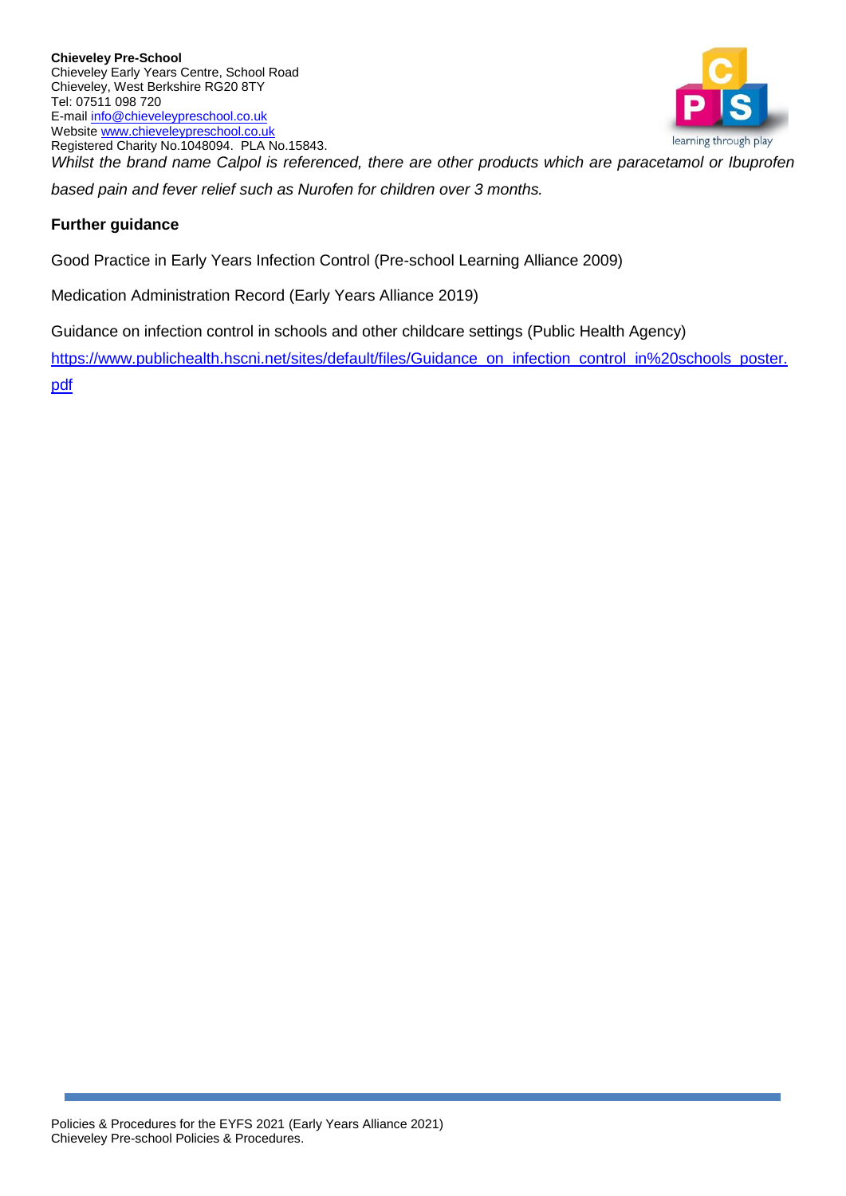*Whilst the brand name Calpol is referenced, there are other products which are paracetamol or Ibuprofen based pain and fever relief such as Nurofen for children over 3 months.*

**Further guidance**

Good Practice in Early Years Infection Control (Pre-school Learning Alliance 2009)

Medication Administration Record (Early Years Alliance 2019)

Guidance on infection control in schools and other childcare settings (Public Health Agency)

https://www.publichealth.hscni.net/sites/default/files/Guidance_on_infection_control_in%20schools_poster.pdf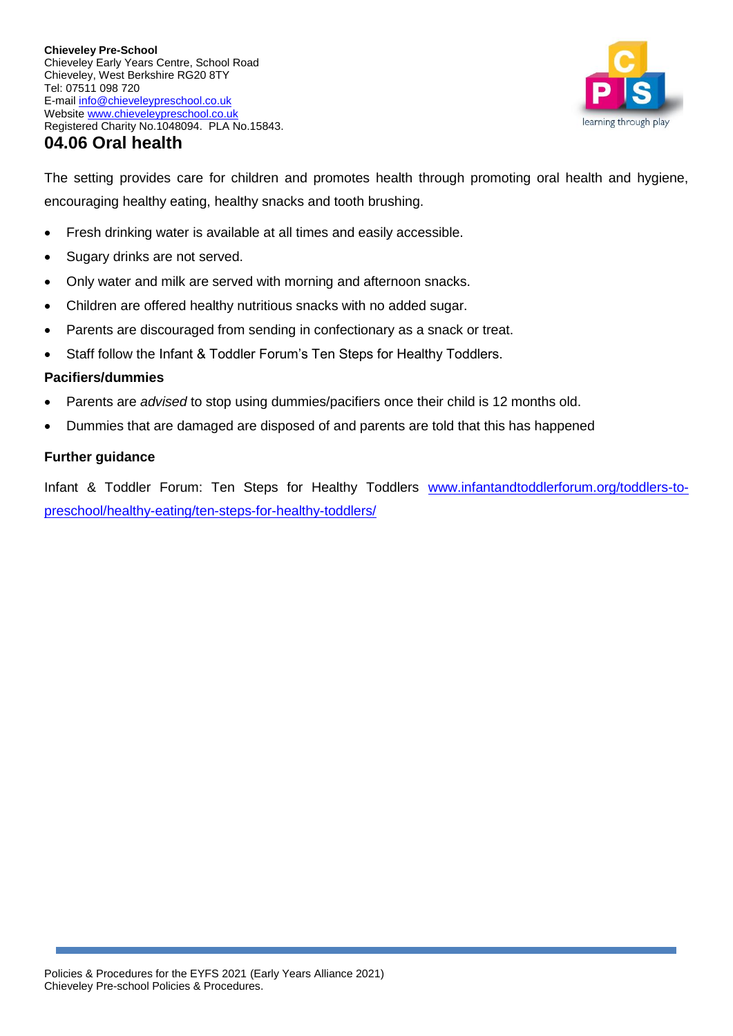**Chieveley Pre-School**
Chieveley Early Years Centre, School Road
Chieveley, West Berkshire RG20 8TY
Tel: 07511 098 720
E-mail info@chieveleypreschool.co.uk
Website www.chieveleypreschool.co.uk
Registered Charity No.1048094. PLA No.15843.

# 04.06 Oral health

The setting provides care for children and promotes health through promoting oral health and hygiene, encouraging healthy eating, healthy snacks and tooth brushing.

- Fresh drinking water is available at all times and easily accessible.
- Sugary drinks are not served.
- Only water and milk are served with morning and afternoon snacks.
- Children are offered healthy nutritious snacks with no added sugar.
- Parents are discouraged from sending in confectionary as a snack or treat.
- Staff follow the Infant & Toddler Forum's Ten Steps for Healthy Toddlers.

### Pacifiers/dummies

- Parents are *advised* to stop using dummies/pacifiers once their child is 12 months old.
- Dummies that are damaged are disposed of and parents are told that this has happened

### Further guidance

Infant & Toddler Forum: Ten Steps for Healthy Toddlers www.infantandtoddlerforum.org/toddlers-to-preschool/healthy-eating/ten-steps-for-healthy-toddlers/